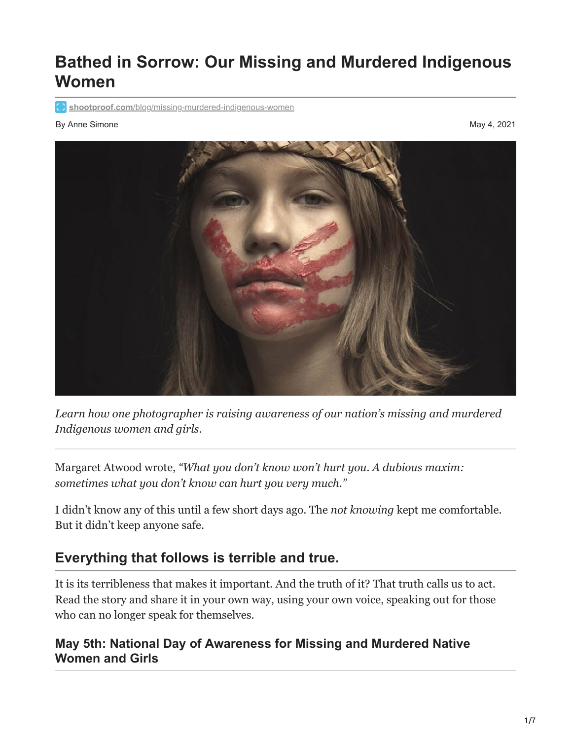# Bathed in Sorrow: Our Missing and Murdered Indigenous Women

shootproof.com/blog/missing-murdered-indigenous-women

By Anne Simone

May 4, 2021

*Learn how one photographer is raising awareness of our nation's missing and murdered Indigenous women and girls.*

---

Margaret Atwood wrote, *"What you don't know won't hurt you. A dubious maxim: sometimes what you don't know can hurt you very much."*

I didn't know any of this until a few short days ago. The *not knowing* kept me comfortable. But it didn't keep anyone safe.

## Everything that follows is terrible and true.

It is its terribleness that makes it important. And the truth of it? That truth calls us to act. Read the story and share it in your own way, using your own voice, speaking out for those who can no longer speak for themselves.

### May 5th: National Day of Awareness for Missing and Murdered Native Women and Girls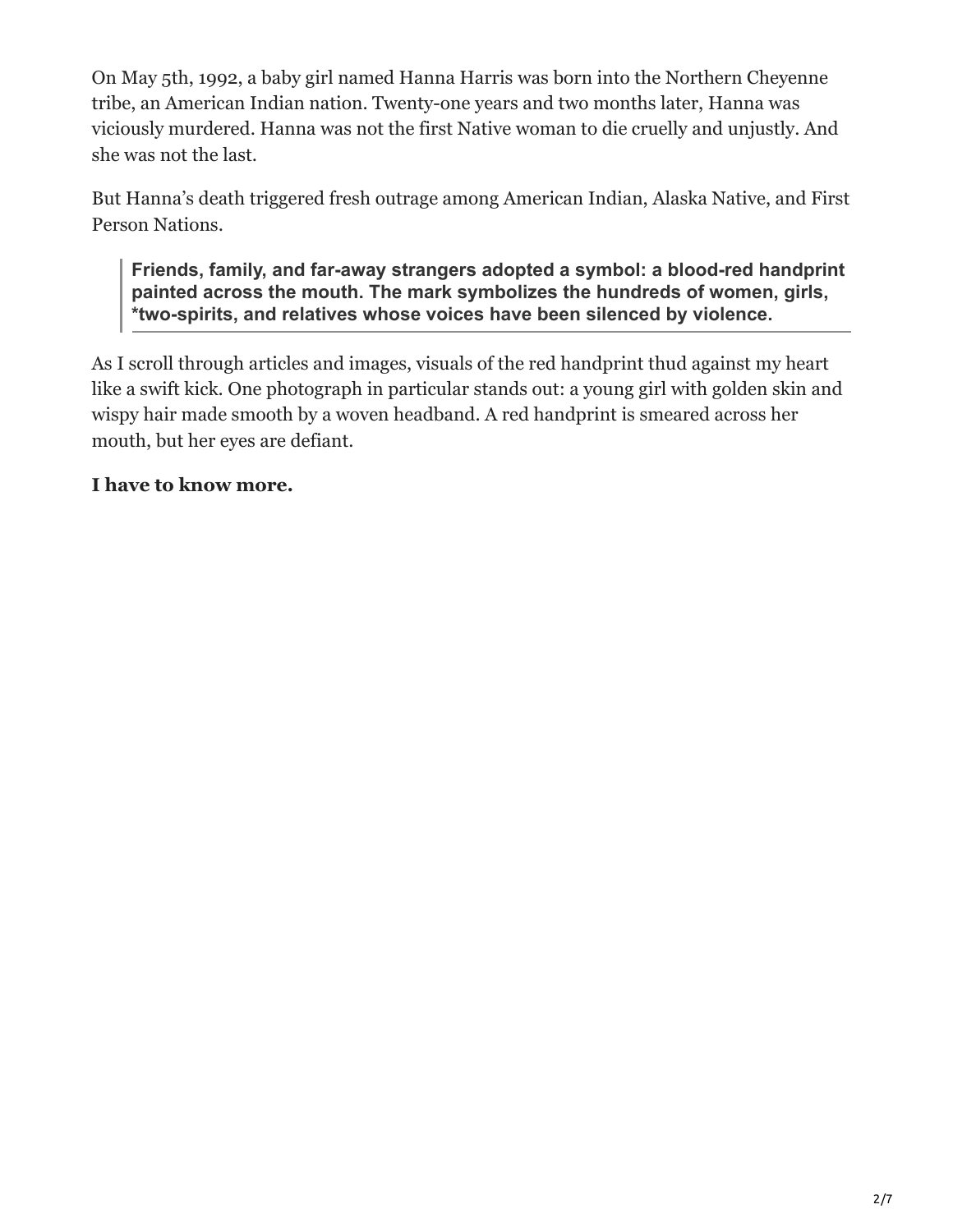On May 5th, 1992, a baby girl named Hanna Harris was born into the Northern Cheyenne tribe, an American Indian nation. Twenty-one years and two months later, Hanna was viciously murdered. Hanna was not the first Native woman to die cruelly and unjustly. And she was not the last.

But Hanna's death triggered fresh outrage among American Indian, Alaska Native, and First Person Nations.

> **Friends, family, and far-away strangers adopted a symbol: a blood-red handprint painted across the mouth. The mark symbolizes the hundreds of women, girls, *two-spirits, and relatives whose voices have been silenced by violence.**

As I scroll through articles and images, visuals of the red handprint thud against my heart like a swift kick. One photograph in particular stands out: a young girl with golden skin and wispy hair made smooth by a woven headband. A red handprint is smeared across her mouth, but her eyes are defiant.

**I have to know more.**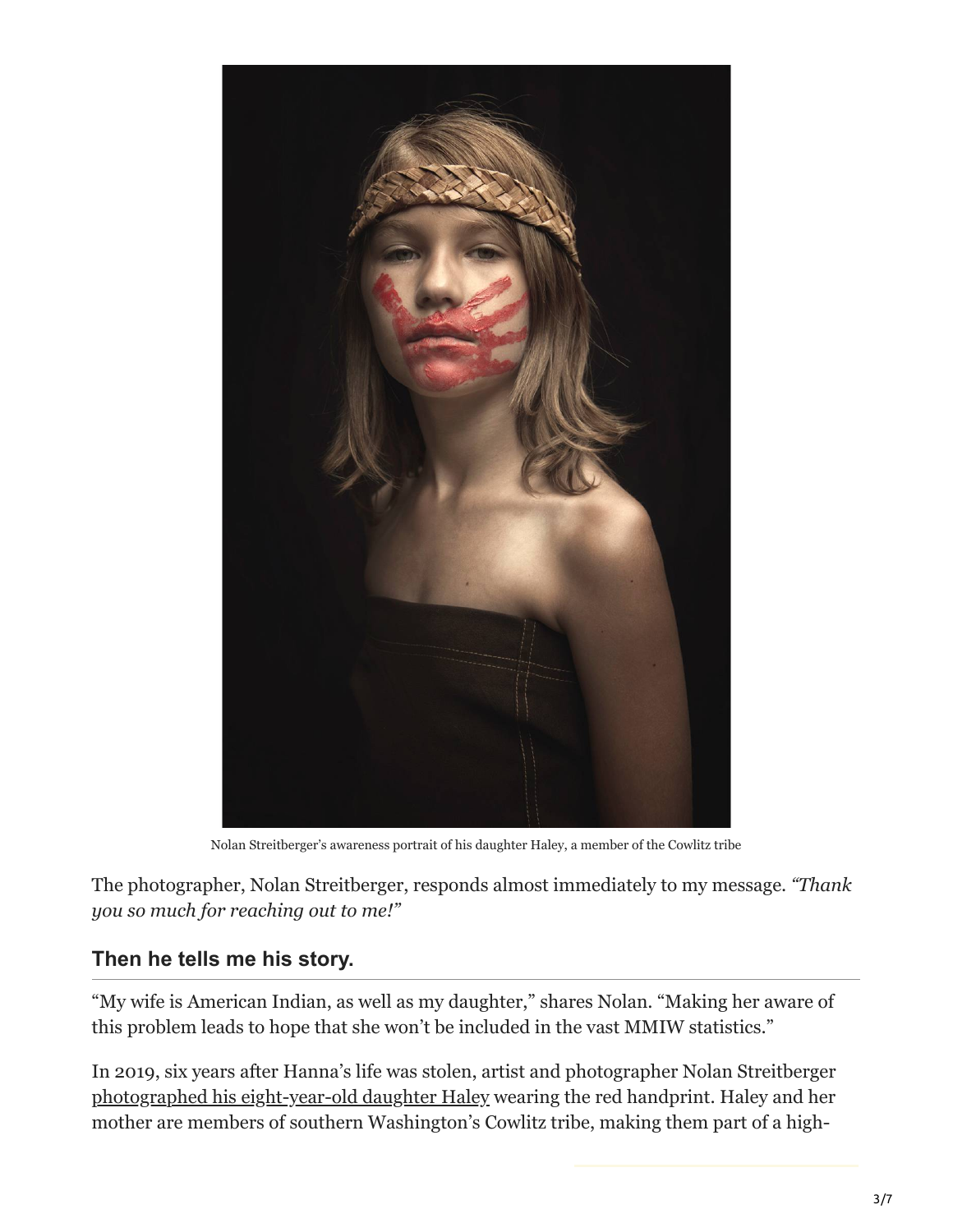Nolan Streitberger's awareness portrait of his daughter Haley, a member of the Cowlitz tribe

The photographer, Nolan Streitberger, responds almost immediately to my message. *"Thank you so much for reaching out to me!"*

### Then he tells me his story.

"My wife is American Indian, as well as my daughter," shares Nolan. "Making her aware of this problem leads to hope that she won't be included in the vast MMIW statistics."

In 2019, six years after Hanna's life was stolen, artist and photographer Nolan Streitberger photographed his eight-year-old daughter Haley wearing the red handprint. Haley and her mother are members of southern Washington's Cowlitz tribe, making them part of a high-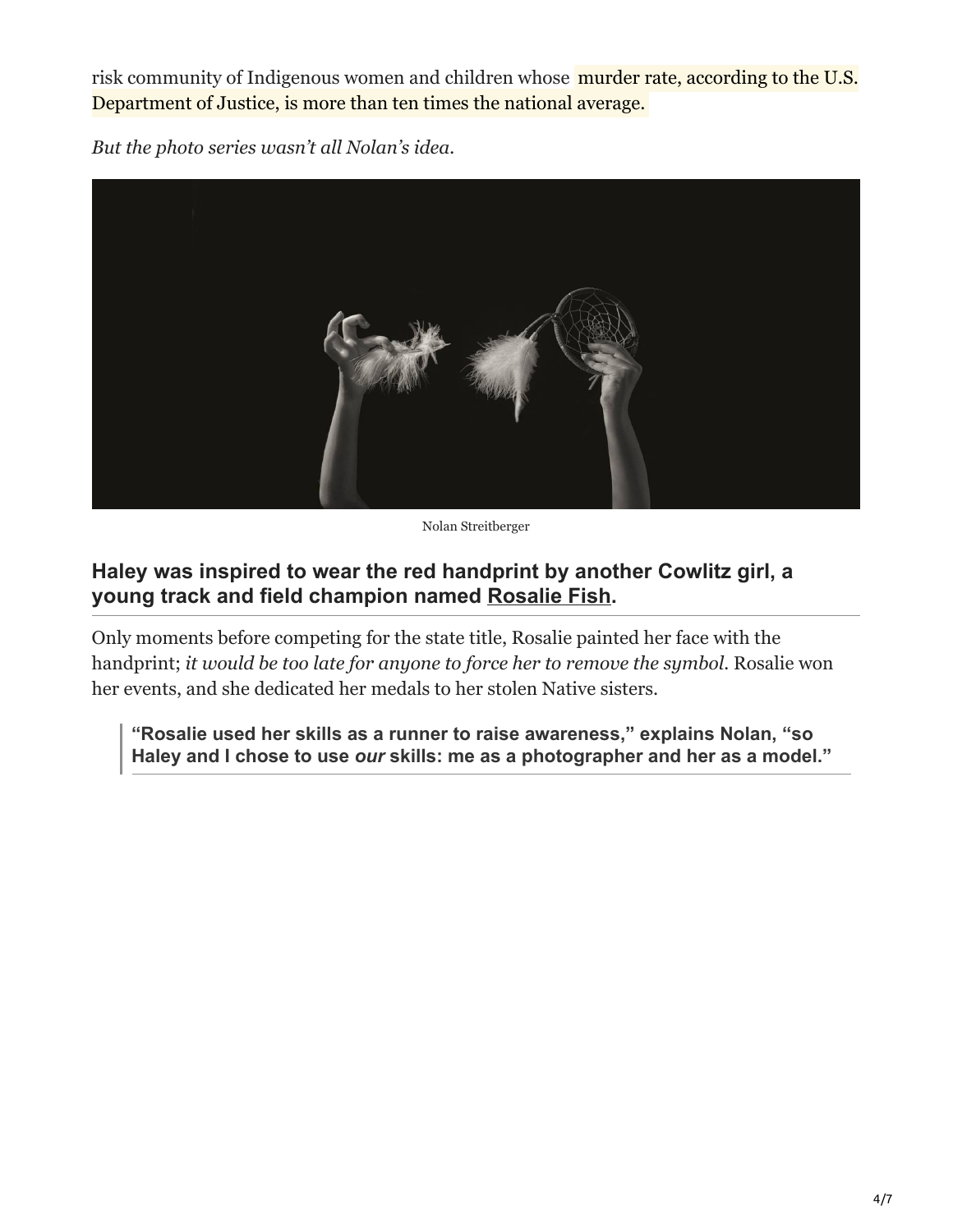risk community of Indigenous women and children whose murder rate, according to the U.S. Department of Justice, is more than ten times the national average.

*But the photo series wasn't all Nolan's idea.*

Nolan Streitberger

### Haley was inspired to wear the red handprint by another Cowlitz girl, a young track and field champion named Rosalie Fish.

Only moments before competing for the state title, Rosalie painted her face with the handprint; *it would be too late for anyone to force her to remove the symbol.* Rosalie won her events, and she dedicated her medals to her stolen Native sisters.

> **"Rosalie used her skills as a runner to raise awareness," explains Nolan, "so Haley and I chose to use *our* skills: me as a photographer and her as a model."**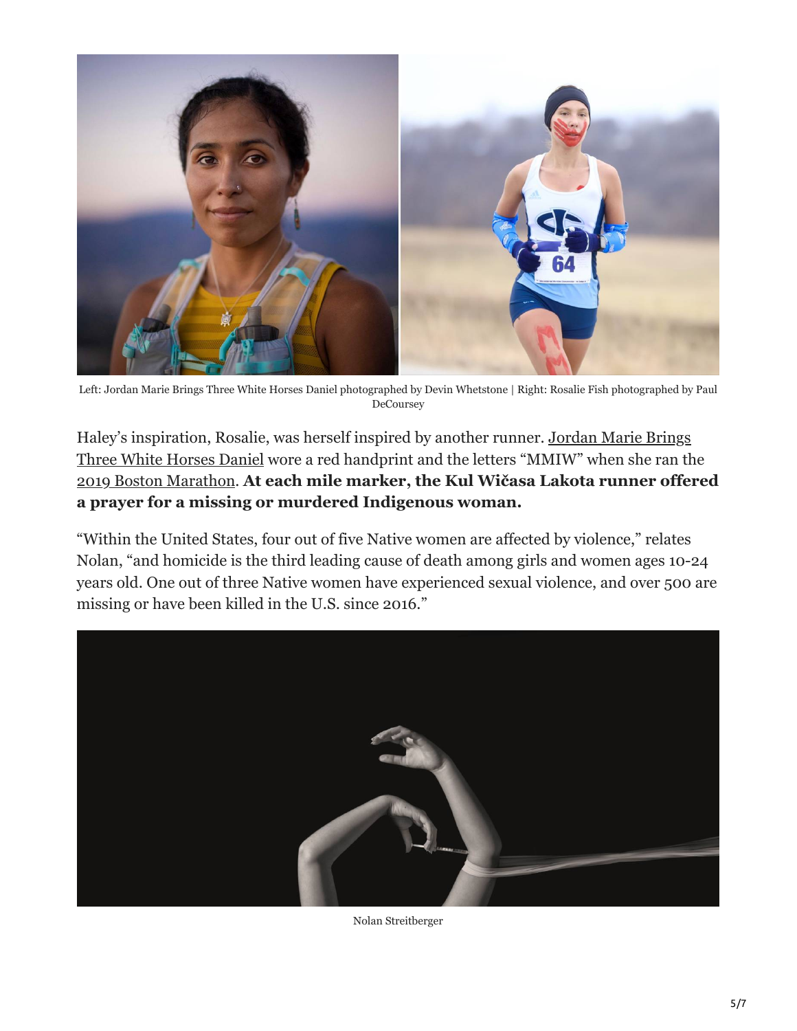Left: Jordan Marie Brings Three White Horses Daniel photographed by Devin Whetstone | Right: Rosalie Fish photographed by Paul DeCoursey

Haley's inspiration, Rosalie, was herself inspired by another runner. Jordan Marie Brings Three White Horses Daniel wore a red handprint and the letters "MMIW" when she ran the 2019 Boston Marathon. **At each mile marker, the Kul Wičasa Lakota runner offered a prayer for a missing or murdered Indigenous woman.**

"Within the United States, four out of five Native women are affected by violence," relates Nolan, "and homicide is the third leading cause of death among girls and women ages 10-24 years old. One out of three Native women have experienced sexual violence, and over 500 are missing or have been killed in the U.S. since 2016."

Nolan Streitberger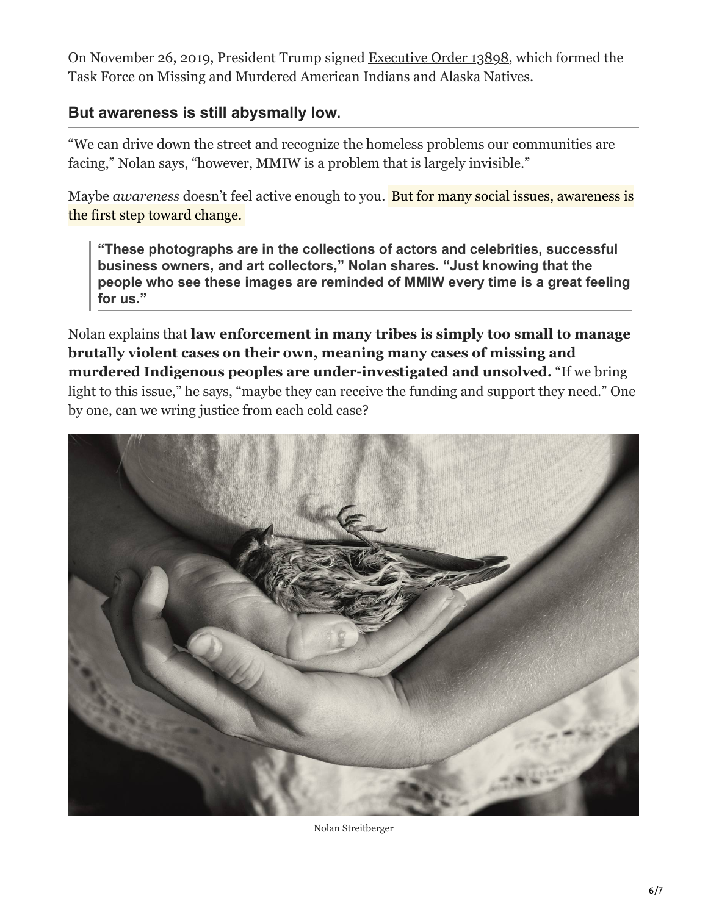On November 26, 2019, President Trump signed Executive Order 13898, which formed the Task Force on Missing and Murdered American Indians and Alaska Natives.

## But awareness is still abysmally low.

"We can drive down the street and recognize the homeless problems our communities are facing," Nolan says, "however, MMIW is a problem that is largely invisible."

Maybe *awareness* doesn't feel active enough to you. But for many social issues, awareness is the first step toward change.

> **"These photographs are in the collections of actors and celebrities, successful business owners, and art collectors," Nolan shares. "Just knowing that the people who see these images are reminded of MMIW every time is a great feeling for us."**

Nolan explains that **law enforcement in many tribes is simply too small to manage brutally violent cases on their own, meaning many cases of missing and murdered Indigenous peoples are under-investigated and unsolved.** "If we bring light to this issue," he says, "maybe they can receive the funding and support they need." One by one, can we wring justice from each cold case?

Nolan Streitberger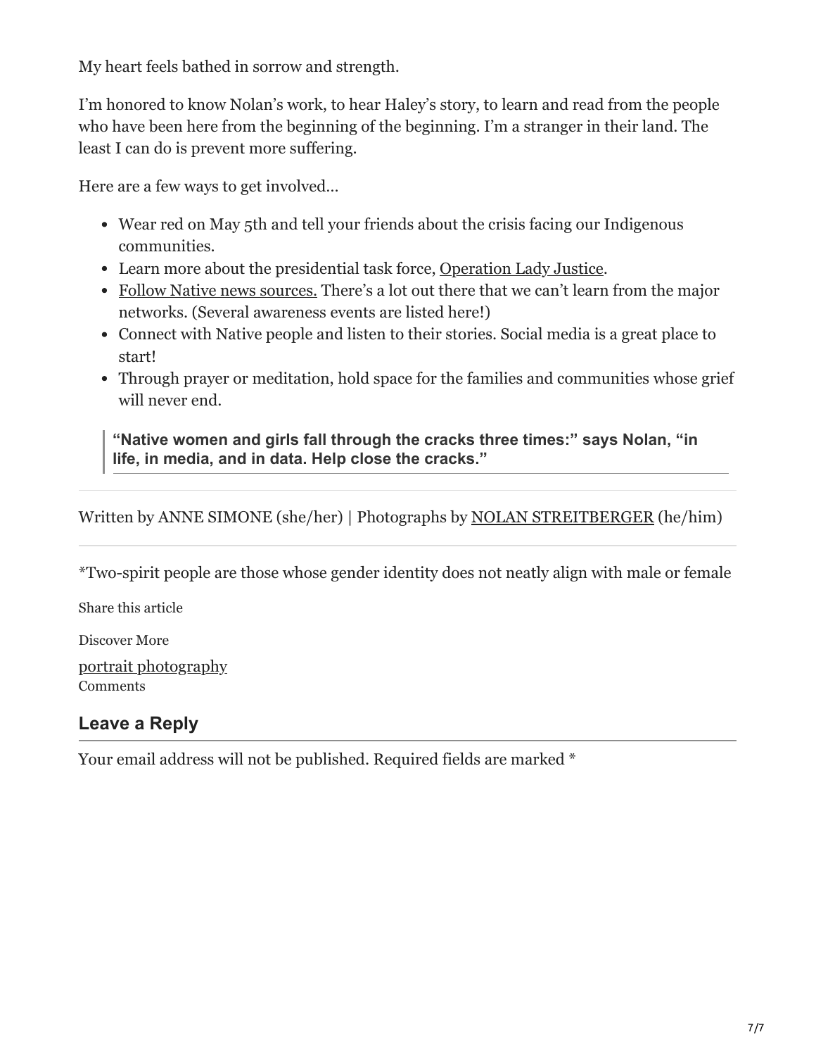My heart feels bathed in sorrow and strength.

I'm honored to know Nolan's work, to hear Haley's story, to learn and read from the people who have been here from the beginning of the beginning. I'm a stranger in their land. The least I can do is prevent more suffering.

Here are a few ways to get involved…

- Wear red on May 5th and tell your friends about the crisis facing our Indigenous communities.
- Learn more about the presidential task force, Operation Lady Justice.
- Follow Native news sources. There's a lot out there that we can't learn from the major networks. (Several awareness events are listed here!)
- Connect with Native people and listen to their stories. Social media is a great place to start!
- Through prayer or meditation, hold space for the families and communities whose grief will never end.

> **"Native women and girls fall through the cracks three times:" says Nolan, "in life, in media, and in data. Help close the cracks."**

---

Written by ANNE SIMONE (she/her) | Photographs by NOLAN STREITBERGER (he/him)

---

*Two-spirit people are those whose gender identity does not neatly align with male or female

Share this article

Discover More

portrait photography

Comments

## Leave a Reply

Your email address will not be published. Required fields are marked *